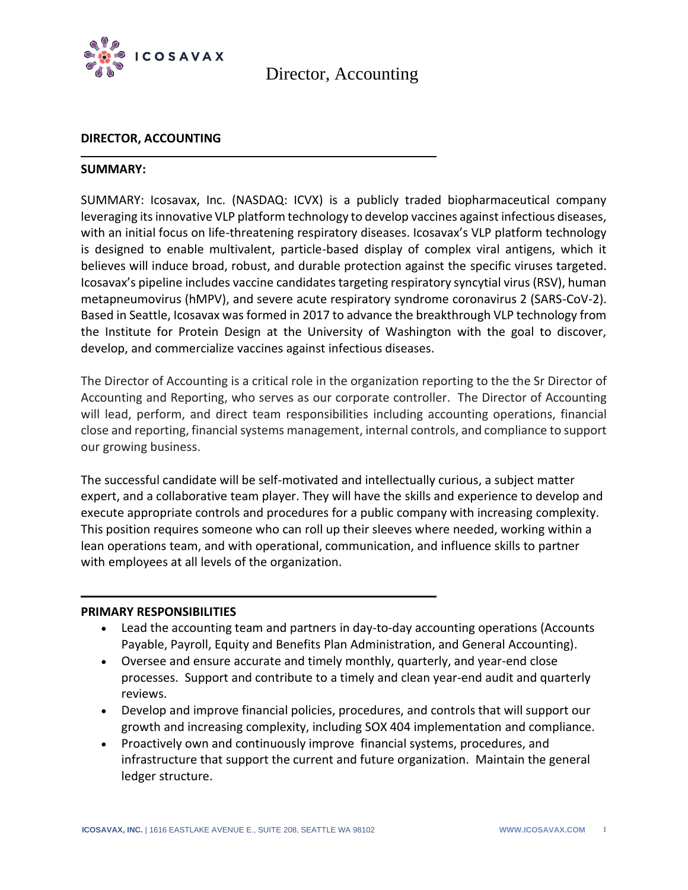# Director, Accounting

## DIRECTOR, ACCOUNTING

## SUMMARY:

SUMMARY: Icosavax, Inc. (NASDAQ: ICVX) is a publicly traded biopharmaceutical company leveraging its innovative VLP platform technology to develop vaccines against infectious diseases, with an initial focus on life-threatening respiratory diseases. Icosavax's VLP platform technology is designed to enable multivalent, particle-based display of complex viral antigens, which it believes will induce broad, robust, and durable protection against the specific viruses targeted. Icosavax's pipeline includes vaccine candidates targeting respiratory syncytial virus (RSV), human metapneumovirus (hMPV), and severe acute respiratory syndrome coronavirus 2 (SARS-CoV-2). Based in Seattle, Icosavax was formed in 2017 to advance the breakthrough VLP technology from the Institute for Protein Design at the University of Washington with the goal to discover, develop, and commercialize vaccines against infectious diseases.

The Director of Accounting is a critical role in the organization reporting to the the Sr Director of Accounting and Reporting, who serves as our corporate controller. The Director of Accounting will lead, perform, and direct team responsibilities including accounting operations, financial close and reporting, financial systems management, internal controls, and compliance to support our growing business.

The successful candidate will be self-motivated and intellectually curious, a subject matter expert, and a collaborative team player. They will have the skills and experience to develop and execute appropriate controls and procedures for a public company with increasing complexity. This position requires someone who can roll up their sleeves where needed, working within a lean operations team, and with operational, communication, and influence skills to partner with employees at all levels of the organization.

## PRIMARY RESPONSIBILITIES

- Lead the accounting team and partners in day-to-day accounting operations (Accounts Payable, Payroll, Equity and Benefits Plan Administration, and General Accounting).
- Oversee and ensure accurate and timely monthly, quarterly, and year-end close processes. Support and contribute to a timely and clean year-end audit and quarterly reviews.
- Develop and improve financial policies, procedures, and controls that will support our growth and increasing complexity, including SOX 404 implementation and compliance.
- Proactively own and continuously improve financial systems, procedures, and infrastructure that support the current and future organization. Maintain the general ledger structure.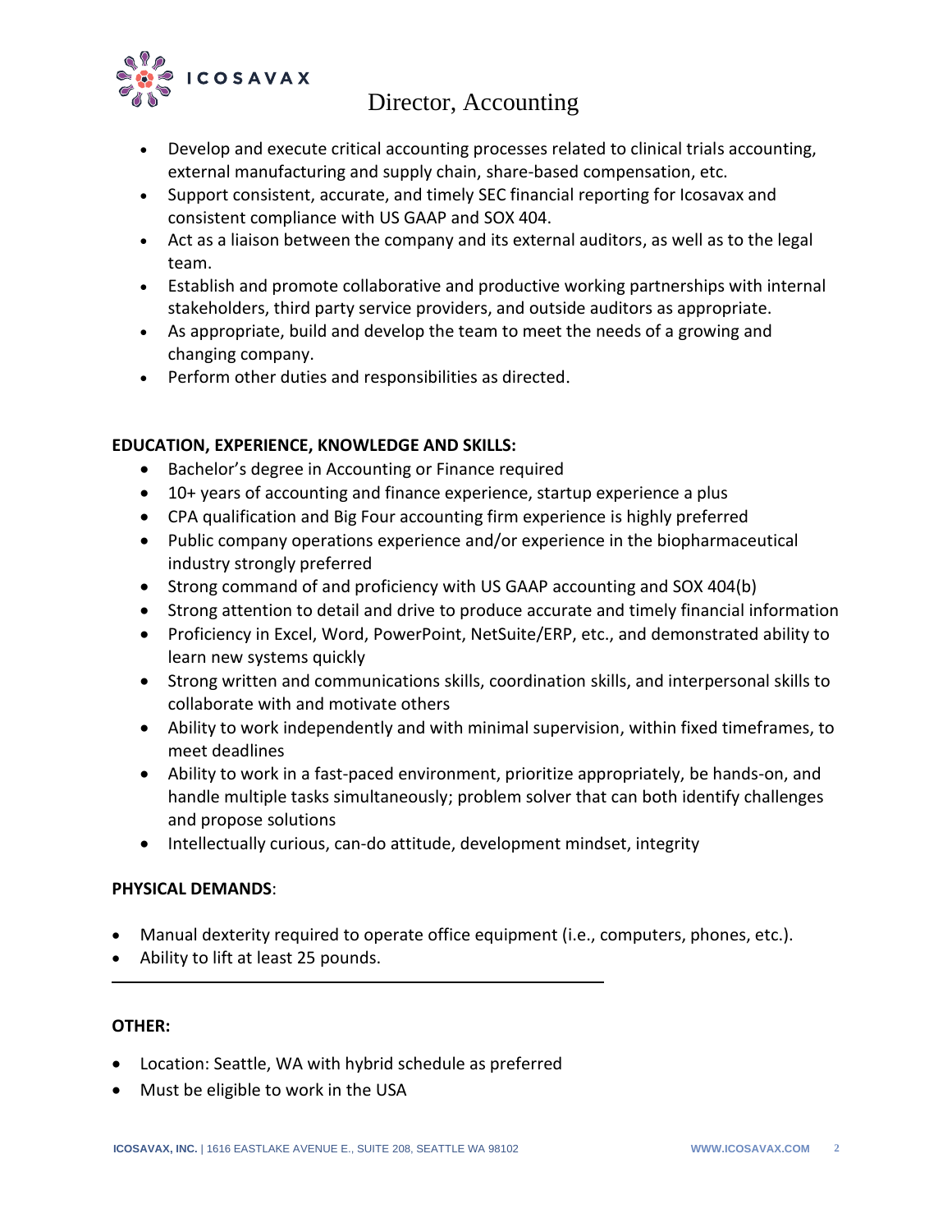- Develop and execute critical accounting processes related to clinical trials accounting, external manufacturing and supply chain, share-based compensation, etc.
- Support consistent, accurate, and timely SEC financial reporting for Icosavax and consistent compliance with US GAAP and SOX 404.
- Act as a liaison between the company and its external auditors, as well as to the legal team.
- Establish and promote collaborative and productive working partnerships with internal stakeholders, third party service providers, and outside auditors as appropriate.
- As appropriate, build and develop the team to meet the needs of a growing and changing company.
- Perform other duties and responsibilities as directed.

**EDUCATION, EXPERIENCE, KNOWLEDGE AND SKILLS:**

- Bachelor's degree in Accounting or Finance required
- 10+ years of accounting and finance experience, startup experience a plus
- CPA qualification and Big Four accounting firm experience is highly preferred
- Public company operations experience and/or experience in the biopharmaceutical industry strongly preferred
- Strong command of and proficiency with US GAAP accounting and SOX 404(b)
- Strong attention to detail and drive to produce accurate and timely financial information
- Proficiency in Excel, Word, PowerPoint, NetSuite/ERP, etc., and demonstrated ability to learn new systems quickly
- Strong written and communications skills, coordination skills, and interpersonal skills to collaborate with and motivate others
- Ability to work independently and with minimal supervision, within fixed timeframes, to meet deadlines
- Ability to work in a fast-paced environment, prioritize appropriately, be hands-on, and handle multiple tasks simultaneously; problem solver that can both identify challenges and propose solutions
- Intellectually curious, can-do attitude, development mindset, integrity

**PHYSICAL DEMANDS**:

- Manual dexterity required to operate office equipment (i.e., computers, phones, etc.).
- Ability to lift at least 25 pounds.

---

**OTHER:**

- Location: Seattle, WA with hybrid schedule as preferred
- Must be eligible to work in the USA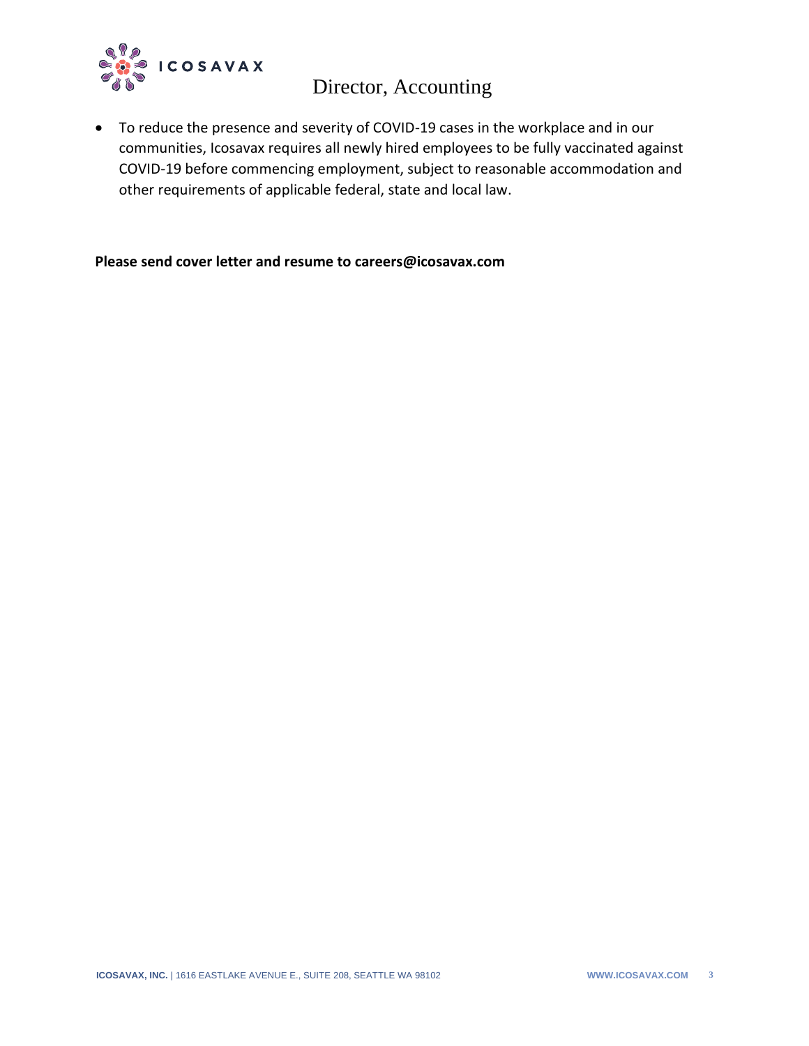- To reduce the presence and severity of COVID-19 cases in the workplace and in our communities, Icosavax requires all newly hired employees to be fully vaccinated against COVID-19 before commencing employment, subject to reasonable accommodation and other requirements of applicable federal, state and local law.

**Please send cover letter and resume to careers@icosavax.com**